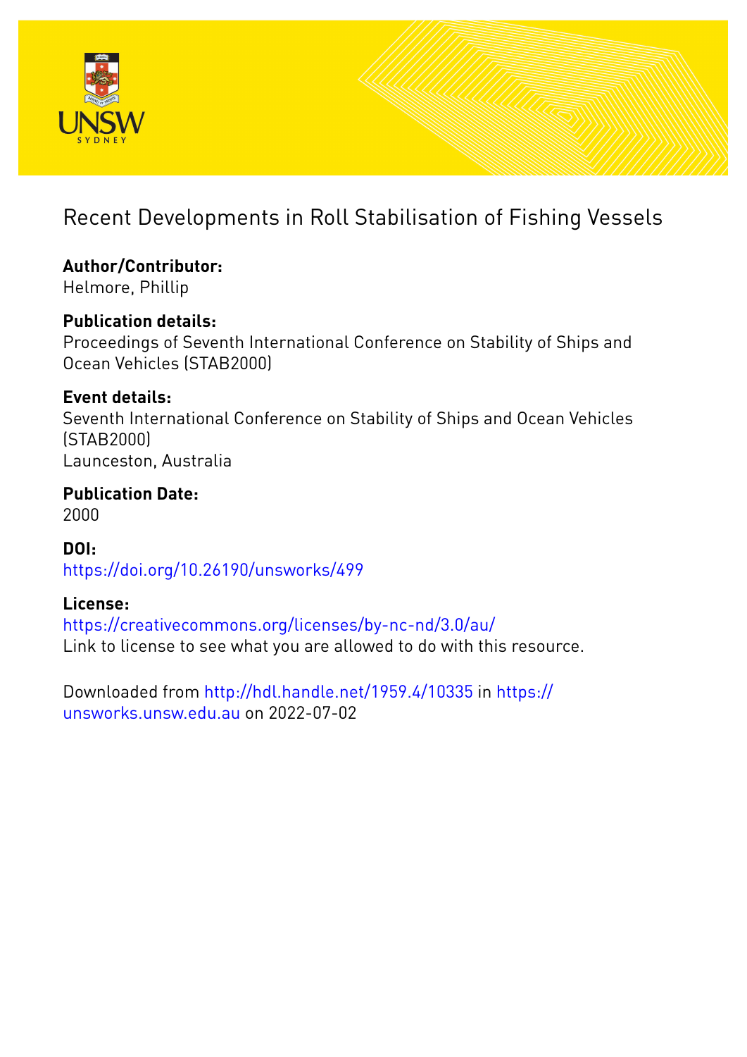# Recent Developments in Roll Stabilisation of Fishing Vessels

**Author/Contributor:**
Helmore, Phillip

**Publication details:**
Proceedings of Seventh International Conference on Stability of Ships and Ocean Vehicles (STAB2000)

**Event details:**
Seventh International Conference on Stability of Ships and Ocean Vehicles (STAB2000)
Launceston, Australia

**Publication Date:**
2000

**DOI:**
https://doi.org/10.26190/unsworks/499

**License:**
https://creativecommons.org/licenses/by-nc-nd/3.0/au/
Link to license to see what you are allowed to do with this resource.

Downloaded from http://hdl.handle.net/1959.4/10335 in https://unsworks.unsw.edu.au on 2022-07-02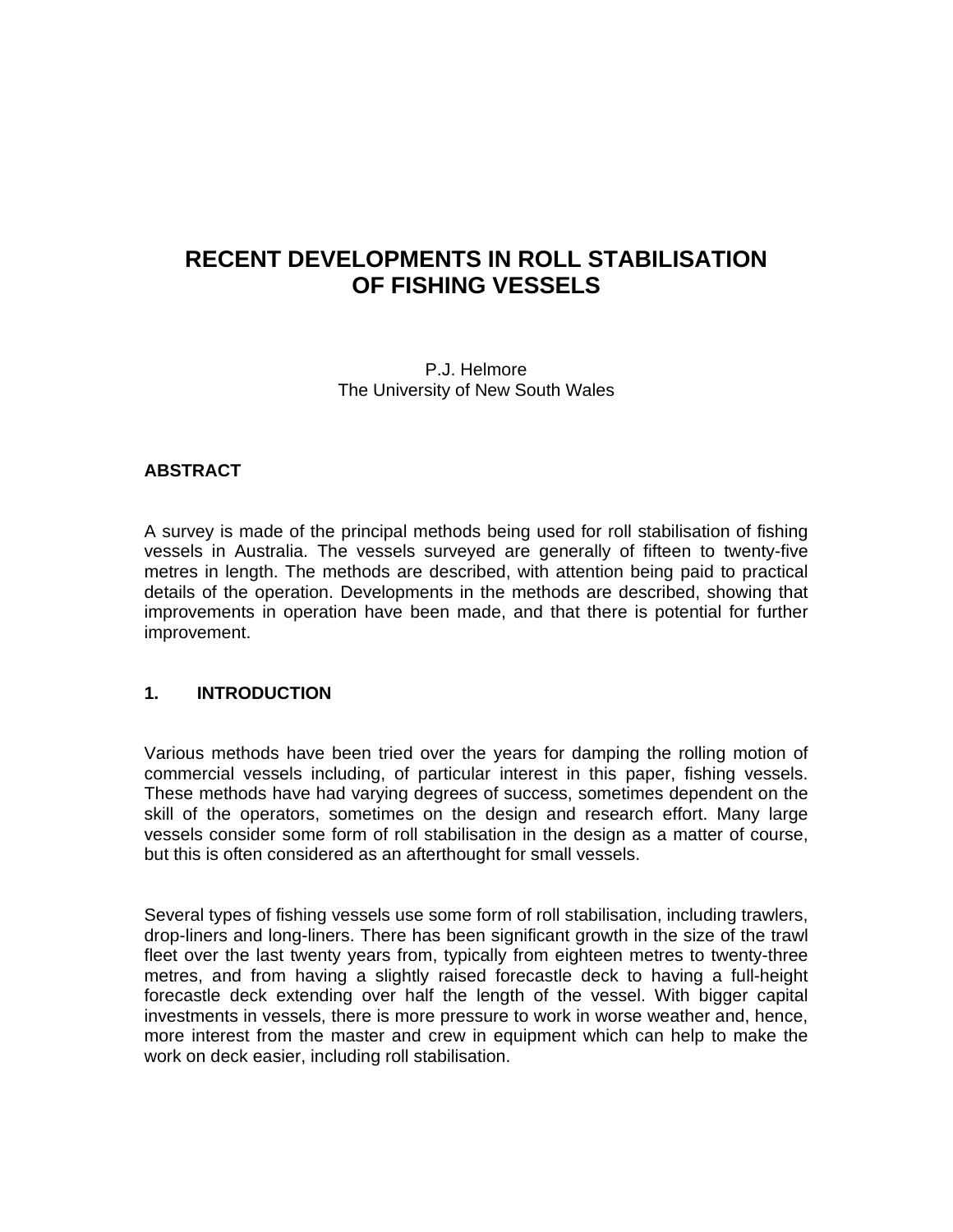# RECENT DEVELOPMENTS IN ROLL STABILISATION OF FISHING VESSELS

P.J. Helmore
The University of New South Wales

## ABSTRACT

A survey is made of the principal methods being used for roll stabilisation of fishing vessels in Australia. The vessels surveyed are generally of fifteen to twenty-five metres in length. The methods are described, with attention being paid to practical details of the operation. Developments in the methods are described, showing that improvements in operation have been made, and that there is potential for further improvement.

## 1. INTRODUCTION

Various methods have been tried over the years for damping the rolling motion of commercial vessels including, of particular interest in this paper, fishing vessels. These methods have had varying degrees of success, sometimes dependent on the skill of the operators, sometimes on the design and research effort. Many large vessels consider some form of roll stabilisation in the design as a matter of course, but this is often considered as an afterthought for small vessels.

Several types of fishing vessels use some form of roll stabilisation, including trawlers, drop-liners and long-liners. There has been significant growth in the size of the trawl fleet over the last twenty years from, typically from eighteen metres to twenty-three metres, and from having a slightly raised forecastle deck to having a full-height forecastle deck extending over half the length of the vessel. With bigger capital investments in vessels, there is more pressure to work in worse weather and, hence, more interest from the master and crew in equipment which can help to make the work on deck easier, including roll stabilisation.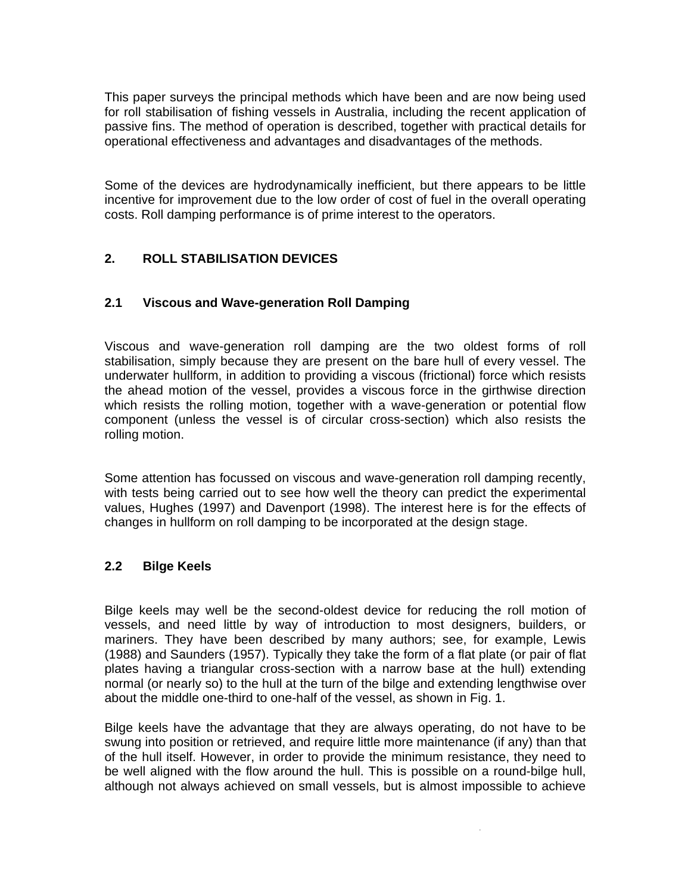This paper surveys the principal methods which have been and are now being used for roll stabilisation of fishing vessels in Australia, including the recent application of passive fins. The method of operation is described, together with practical details for operational effectiveness and advantages and disadvantages of the methods.

Some of the devices are hydrodynamically inefficient, but there appears to be little incentive for improvement due to the low order of cost of fuel in the overall operating costs. Roll damping performance is of prime interest to the operators.

## 2. ROLL STABILISATION DEVICES

### 2.1 Viscous and Wave-generation Roll Damping

Viscous and wave-generation roll damping are the two oldest forms of roll stabilisation, simply because they are present on the bare hull of every vessel. The underwater hullform, in addition to providing a viscous (frictional) force which resists the ahead motion of the vessel, provides a viscous force in the girthwise direction which resists the rolling motion, together with a wave-generation or potential flow component (unless the vessel is of circular cross-section) which also resists the rolling motion.

Some attention has focussed on viscous and wave-generation roll damping recently, with tests being carried out to see how well the theory can predict the experimental values, Hughes (1997) and Davenport (1998). The interest here is for the effects of changes in hullform on roll damping to be incorporated at the design stage.

### 2.2 Bilge Keels

Bilge keels may well be the second-oldest device for reducing the roll motion of vessels, and need little by way of introduction to most designers, builders, or mariners. They have been described by many authors; see, for example, Lewis (1988) and Saunders (1957). Typically they take the form of a flat plate (or pair of flat plates having a triangular cross-section with a narrow base at the hull) extending normal (or nearly so) to the hull at the turn of the bilge and extending lengthwise over about the middle one-third to one-half of the vessel, as shown in Fig. 1.

Bilge keels have the advantage that they are always operating, do not have to be swung into position or retrieved, and require little more maintenance (if any) than that of the hull itself. However, in order to provide the minimum resistance, they need to be well aligned with the flow around the hull. This is possible on a round-bilge hull, although not always achieved on small vessels, but is almost impossible to achieve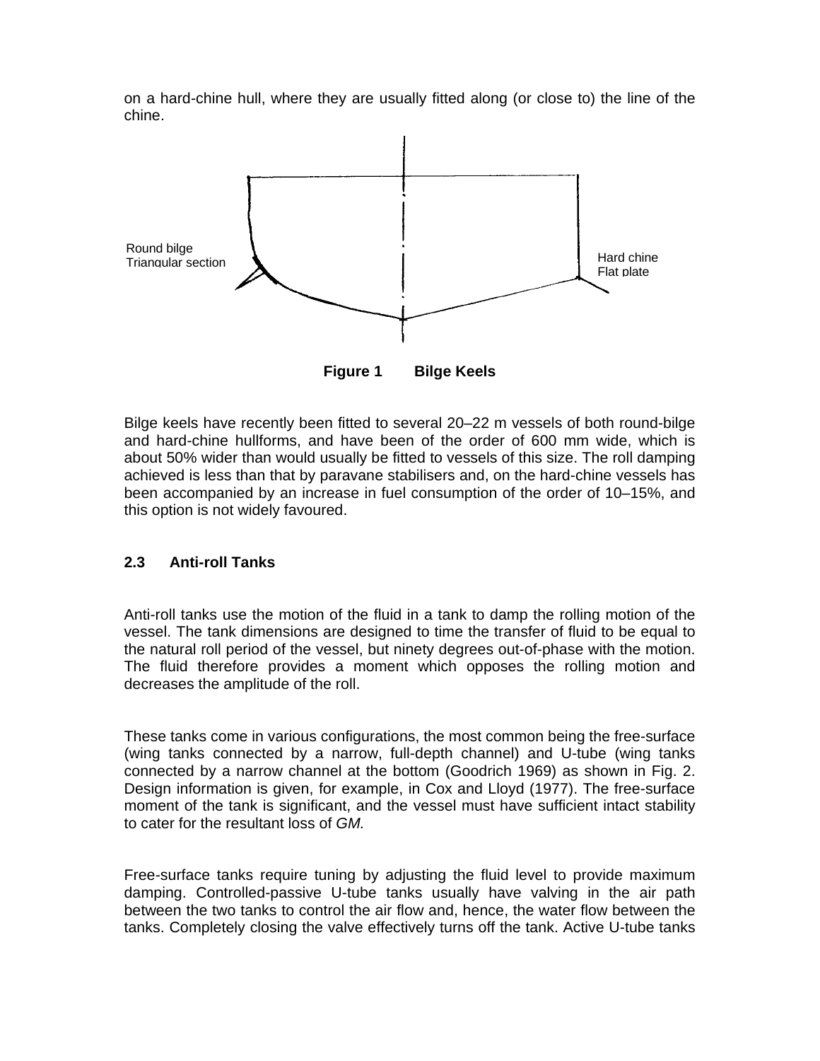on a hard-chine hull, where they are usually fitted along (or close to) the line of the chine.

Round bilge
Triangular section

Hard chine
Flat plate

**Figure 1 Bilge Keels**

Bilge keels have recently been fitted to several 20–22 m vessels of both round-bilge and hard-chine hullforms, and have been of the order of 600 mm wide, which is about 50% wider than would usually be fitted to vessels of this size. The roll damping achieved is less than that by paravane stabilisers and, on the hard-chine vessels has been accompanied by an increase in fuel consumption of the order of 10–15%, and this option is not widely favoured.

### 2.3 Anti-roll Tanks

Anti-roll tanks use the motion of the fluid in a tank to damp the rolling motion of the vessel. The tank dimensions are designed to time the transfer of fluid to be equal to the natural roll period of the vessel, but ninety degrees out-of-phase with the motion. The fluid therefore provides a moment which opposes the rolling motion and decreases the amplitude of the roll.

These tanks come in various configurations, the most common being the free-surface (wing tanks connected by a narrow, full-depth channel) and U-tube (wing tanks connected by a narrow channel at the bottom (Goodrich 1969) as shown in Fig. 2. Design information is given, for example, in Cox and Lloyd (1977). The free-surface moment of the tank is significant, and the vessel must have sufficient intact stability to cater for the resultant loss of *GM.*

Free-surface tanks require tuning by adjusting the fluid level to provide maximum damping. Controlled-passive U-tube tanks usually have valving in the air path between the two tanks to control the air flow and, hence, the water flow between the tanks. Completely closing the valve effectively turns off the tank. Active U-tube tanks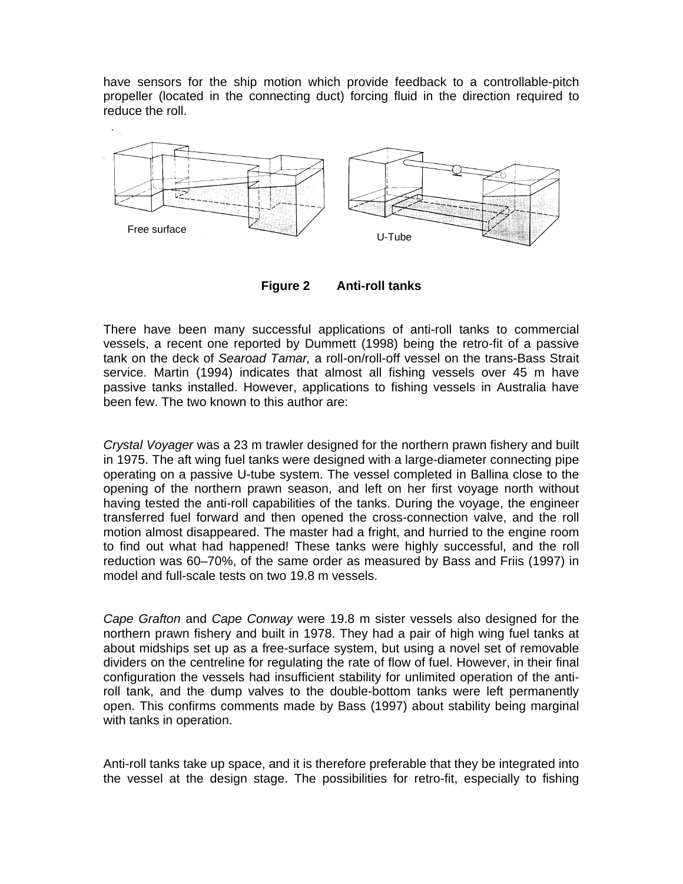have sensors for the ship motion which provide feedback to a controllable-pitch propeller (located in the connecting duct) forcing fluid in the direction required to reduce the roll.

Free surface

U-Tube

**Figure 2 Anti-roll tanks**

There have been many successful applications of anti-roll tanks to commercial vessels, a recent one reported by Dummett (1998) being the retro-fit of a passive tank on the deck of *Searoad Tamar,* a roll-on/roll-off vessel on the trans-Bass Strait service. Martin (1994) indicates that almost all fishing vessels over 45 m have passive tanks installed. However, applications to fishing vessels in Australia have been few. The two known to this author are:

*Crystal Voyager* was a 23 m trawler designed for the northern prawn fishery and built in 1975. The aft wing fuel tanks were designed with a large-diameter connecting pipe operating on a passive U-tube system. The vessel completed in Ballina close to the opening of the northern prawn season, and left on her first voyage north without having tested the anti-roll capabilities of the tanks. During the voyage, the engineer transferred fuel forward and then opened the cross-connection valve, and the roll motion almost disappeared. The master had a fright, and hurried to the engine room to find out what had happened! These tanks were highly successful, and the roll reduction was 60–70%, of the same order as measured by Bass and Friis (1997) in model and full-scale tests on two 19.8 m vessels.

*Cape Grafton* and *Cape Conway* were 19.8 m sister vessels also designed for the northern prawn fishery and built in 1978. They had a pair of high wing fuel tanks at about midships set up as a free-surface system, but using a novel set of removable dividers on the centreline for regulating the rate of flow of fuel. However, in their final configuration the vessels had insufficient stability for unlimited operation of the anti-roll tank, and the dump valves to the double-bottom tanks were left permanently open. This confirms comments made by Bass (1997) about stability being marginal with tanks in operation.

Anti-roll tanks take up space, and it is therefore preferable that they be integrated into the vessel at the design stage. The possibilities for retro-fit, especially to fishing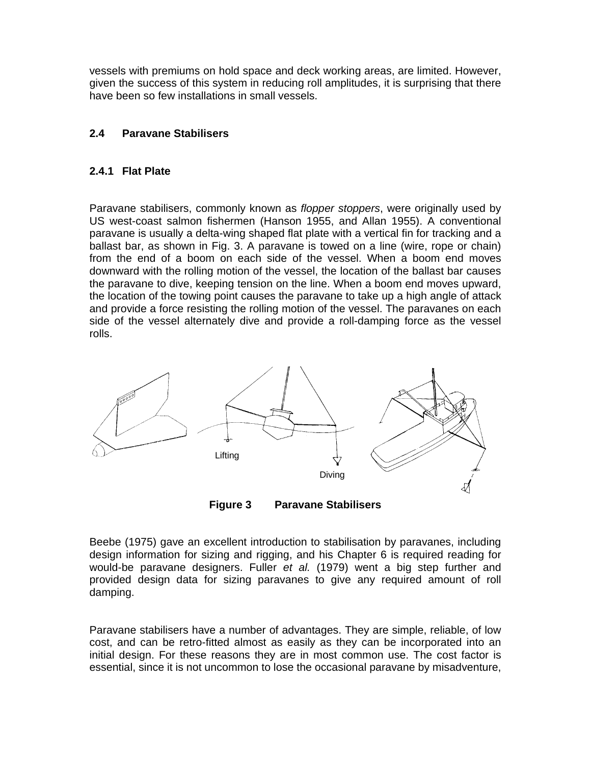vessels with premiums on hold space and deck working areas, are limited. However, given the success of this system in reducing roll amplitudes, it is surprising that there have been so few installations in small vessels.

## 2.4 Paravane Stabilisers

### 2.4.1 Flat Plate

Paravane stabilisers, commonly known as *flopper stoppers*, were originally used by US west-coast salmon fishermen (Hanson 1955, and Allan 1955). A conventional paravane is usually a delta-wing shaped flat plate with a vertical fin for tracking and a ballast bar, as shown in Fig. 3. A paravane is towed on a line (wire, rope or chain) from the end of a boom on each side of the vessel. When a boom end moves downward with the rolling motion of the vessel, the location of the ballast bar causes the paravane to dive, keeping tension on the line. When a boom end moves upward, the location of the towing point causes the paravane to take up a high angle of attack and provide a force resisting the rolling motion of the vessel. The paravanes on each side of the vessel alternately dive and provide a roll-damping force as the vessel rolls.

Lifting

Diving

**Figure 3 Paravane Stabilisers**

Beebe (1975) gave an excellent introduction to stabilisation by paravanes, including design information for sizing and rigging, and his Chapter 6 is required reading for would-be paravane designers. Fuller *et al.* (1979) went a big step further and provided design data for sizing paravanes to give any required amount of roll damping.

Paravane stabilisers have a number of advantages. They are simple, reliable, of low cost, and can be retro-fitted almost as easily as they can be incorporated into an initial design. For these reasons they are in most common use. The cost factor is essential, since it is not uncommon to lose the occasional paravane by misadventure,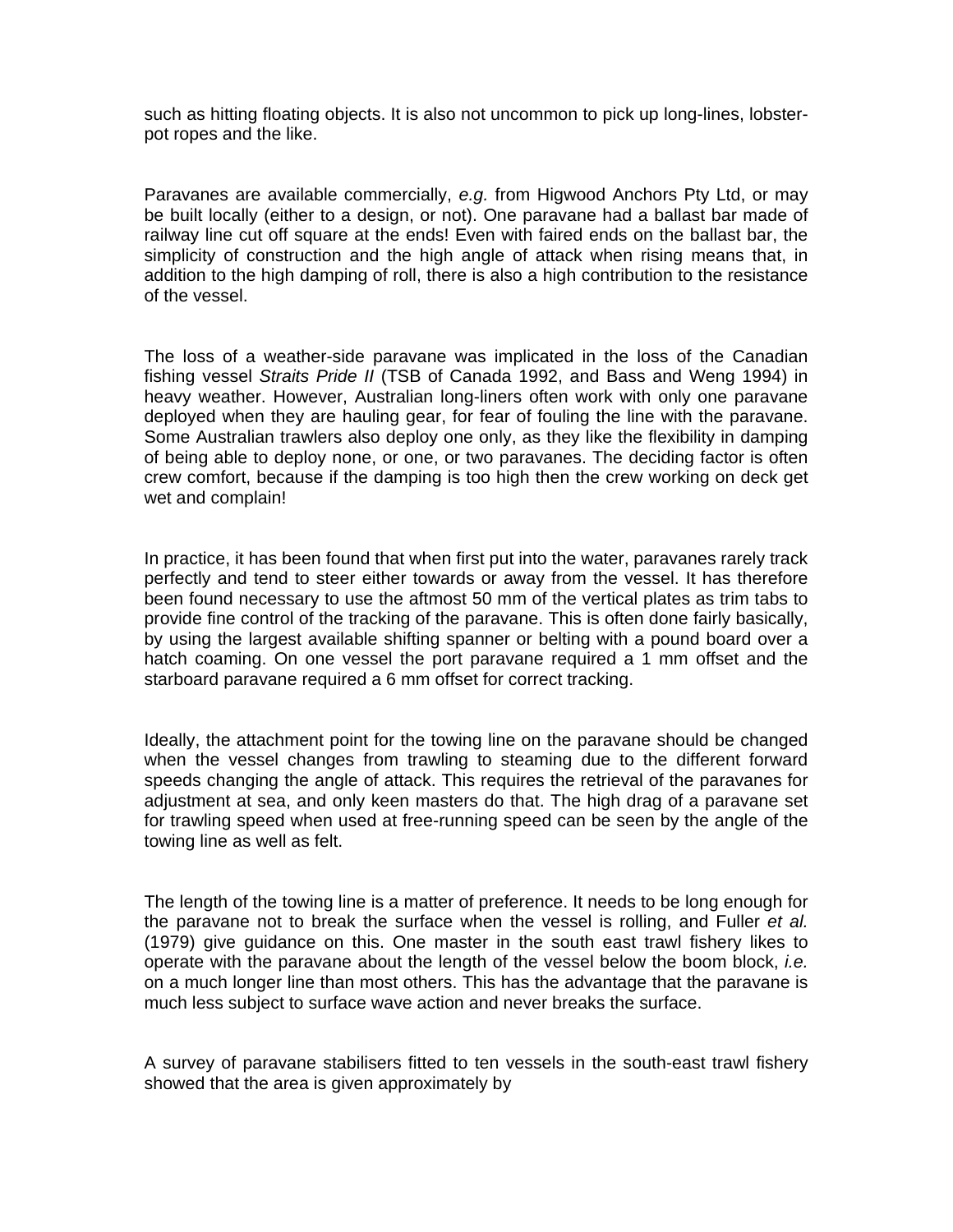such as hitting floating objects. It is also not uncommon to pick up long-lines, lobster-pot ropes and the like.

Paravanes are available commercially, *e.g.* from Higwood Anchors Pty Ltd, or may be built locally (either to a design, or not). One paravane had a ballast bar made of railway line cut off square at the ends! Even with faired ends on the ballast bar, the simplicity of construction and the high angle of attack when rising means that, in addition to the high damping of roll, there is also a high contribution to the resistance of the vessel.

The loss of a weather-side paravane was implicated in the loss of the Canadian fishing vessel *Straits Pride II* (TSB of Canada 1992, and Bass and Weng 1994) in heavy weather. However, Australian long-liners often work with only one paravane deployed when they are hauling gear, for fear of fouling the line with the paravane. Some Australian trawlers also deploy one only, as they like the flexibility in damping of being able to deploy none, or one, or two paravanes. The deciding factor is often crew comfort, because if the damping is too high then the crew working on deck get wet and complain!

In practice, it has been found that when first put into the water, paravanes rarely track perfectly and tend to steer either towards or away from the vessel. It has therefore been found necessary to use the aftmost 50 mm of the vertical plates as trim tabs to provide fine control of the tracking of the paravane. This is often done fairly basically, by using the largest available shifting spanner or belting with a pound board over a hatch coaming. On one vessel the port paravane required a 1 mm offset and the starboard paravane required a 6 mm offset for correct tracking.

Ideally, the attachment point for the towing line on the paravane should be changed when the vessel changes from trawling to steaming due to the different forward speeds changing the angle of attack. This requires the retrieval of the paravanes for adjustment at sea, and only keen masters do that. The high drag of a paravane set for trawling speed when used at free-running speed can be seen by the angle of the towing line as well as felt.

The length of the towing line is a matter of preference. It needs to be long enough for the paravane not to break the surface when the vessel is rolling, and Fuller *et al.* (1979) give guidance on this. One master in the south east trawl fishery likes to operate with the paravane about the length of the vessel below the boom block, *i.e.* on a much longer line than most others. This has the advantage that the paravane is much less subject to surface wave action and never breaks the surface.

A survey of paravane stabilisers fitted to ten vessels in the south-east trawl fishery showed that the area is given approximately by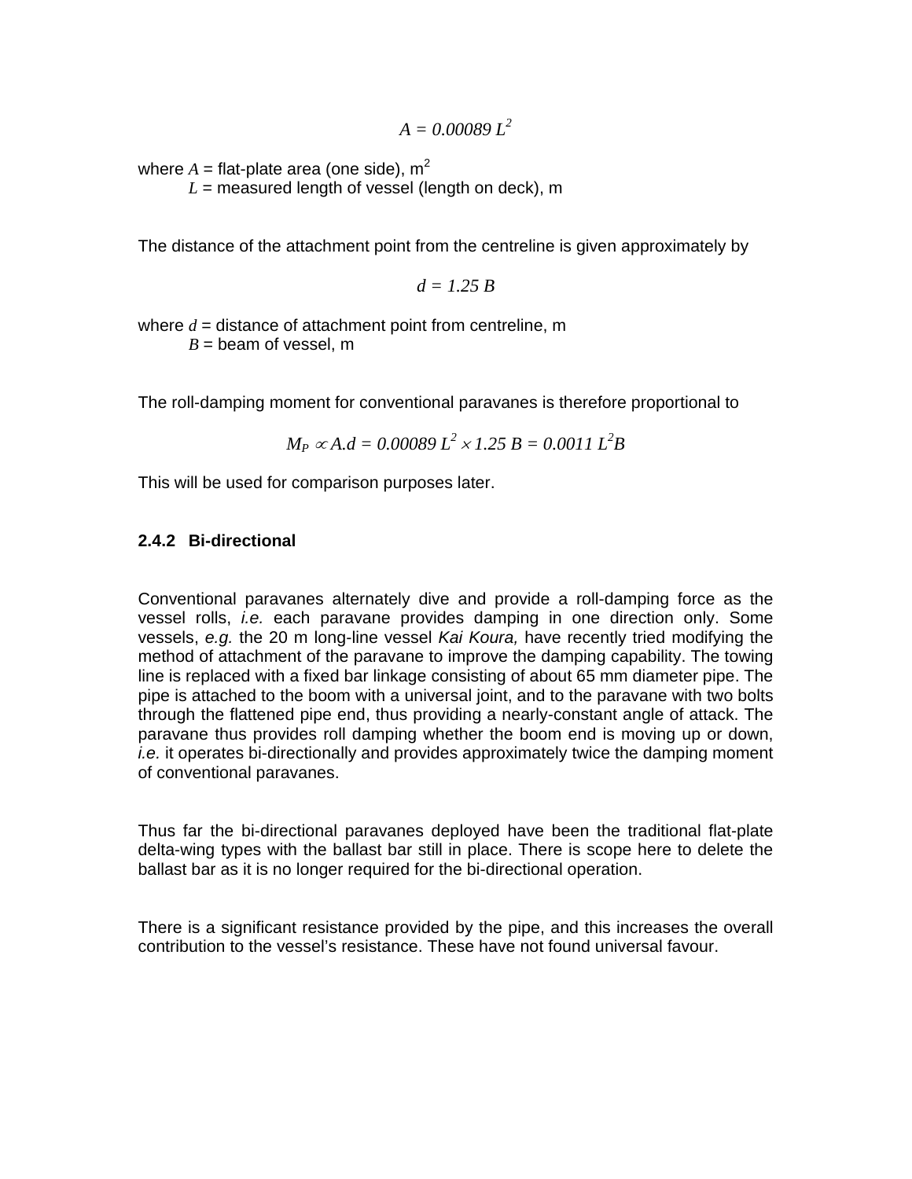$$A = 0.00089\ L^2$$

where $A$ = flat-plate area (one side), m$^2$
$L$ = measured length of vessel (length on deck), m

The distance of the attachment point from the centreline is given approximately by

$$d = 1.25\ B$$

where $d$ = distance of attachment point from centreline, m
$B$ = beam of vessel, m

The roll-damping moment for conventional paravanes is therefore proportional to

$$M_P \propto A.d = 0.00089\ L^2 \times 1.25\ B = 0.0011\ L^2B$$

This will be used for comparison purposes later.

### 2.4.2 Bi-directional

Conventional paravanes alternately dive and provide a roll-damping force as the vessel rolls, *i.e.* each paravane provides damping in one direction only. Some vessels, *e.g.* the 20 m long-line vessel *Kai Koura,* have recently tried modifying the method of attachment of the paravane to improve the damping capability. The towing line is replaced with a fixed bar linkage consisting of about 65 mm diameter pipe. The pipe is attached to the boom with a universal joint, and to the paravane with two bolts through the flattened pipe end, thus providing a nearly-constant angle of attack. The paravane thus provides roll damping whether the boom end is moving up or down, *i.e.* it operates bi-directionally and provides approximately twice the damping moment of conventional paravanes.

Thus far the bi-directional paravanes deployed have been the traditional flat-plate delta-wing types with the ballast bar still in place. There is scope here to delete the ballast bar as it is no longer required for the bi-directional operation.

There is a significant resistance provided by the pipe, and this increases the overall contribution to the vessel's resistance. These have not found universal favour.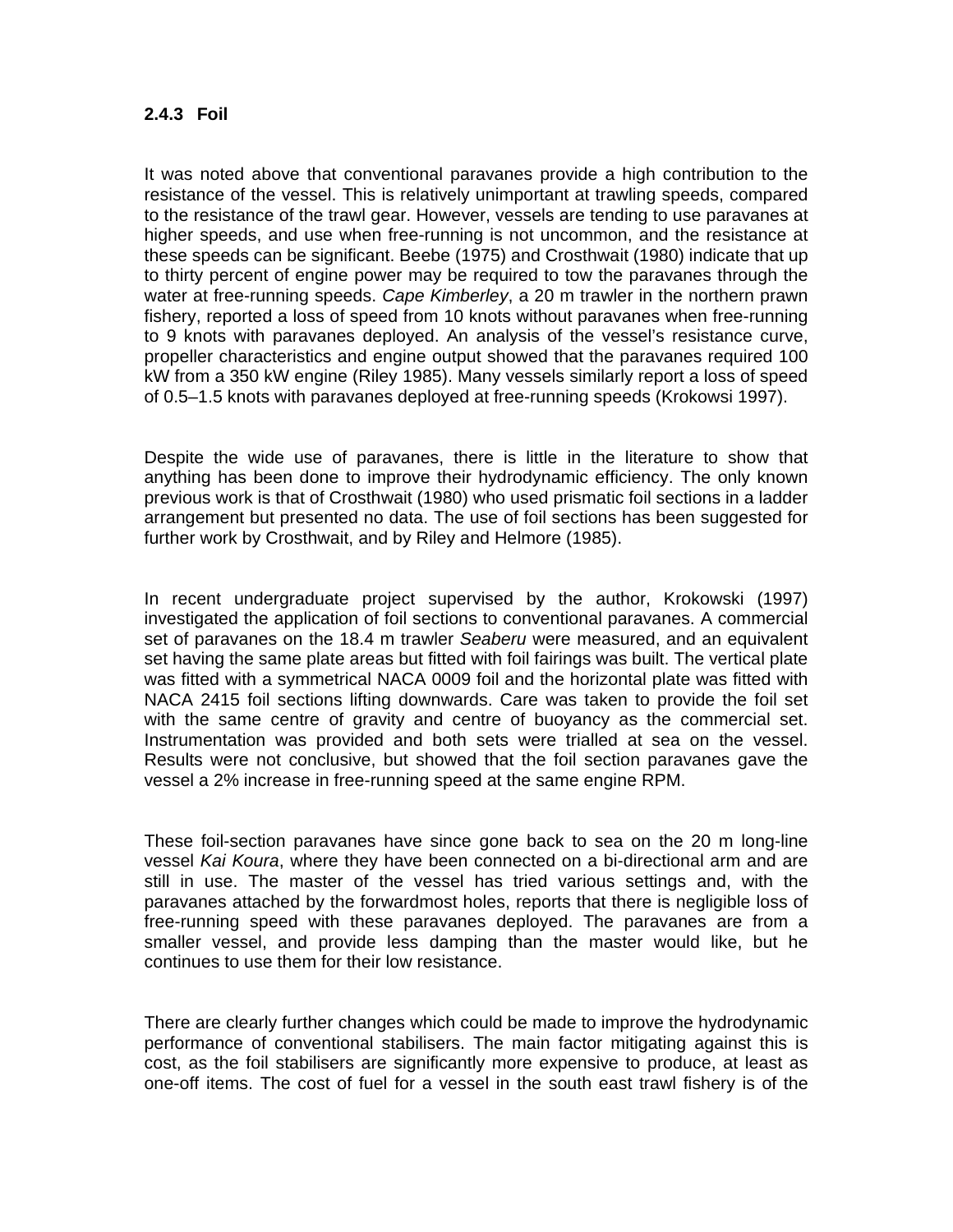### 2.4.3 Foil

It was noted above that conventional paravanes provide a high contribution to the resistance of the vessel. This is relatively unimportant at trawling speeds, compared to the resistance of the trawl gear. However, vessels are tending to use paravanes at higher speeds, and use when free-running is not uncommon, and the resistance at these speeds can be significant. Beebe (1975) and Crosthwait (1980) indicate that up to thirty percent of engine power may be required to tow the paravanes through the water at free-running speeds. *Cape Kimberley*, a 20 m trawler in the northern prawn fishery, reported a loss of speed from 10 knots without paravanes when free-running to 9 knots with paravanes deployed. An analysis of the vessel's resistance curve, propeller characteristics and engine output showed that the paravanes required 100 kW from a 350 kW engine (Riley 1985). Many vessels similarly report a loss of speed of 0.5–1.5 knots with paravanes deployed at free-running speeds (Krokowsi 1997).

Despite the wide use of paravanes, there is little in the literature to show that anything has been done to improve their hydrodynamic efficiency. The only known previous work is that of Crosthwait (1980) who used prismatic foil sections in a ladder arrangement but presented no data. The use of foil sections has been suggested for further work by Crosthwait, and by Riley and Helmore (1985).

In recent undergraduate project supervised by the author, Krokowski (1997) investigated the application of foil sections to conventional paravanes. A commercial set of paravanes on the 18.4 m trawler *Seaberu* were measured, and an equivalent set having the same plate areas but fitted with foil fairings was built. The vertical plate was fitted with a symmetrical NACA 0009 foil and the horizontal plate was fitted with NACA 2415 foil sections lifting downwards. Care was taken to provide the foil set with the same centre of gravity and centre of buoyancy as the commercial set. Instrumentation was provided and both sets were trialled at sea on the vessel. Results were not conclusive, but showed that the foil section paravanes gave the vessel a 2% increase in free-running speed at the same engine RPM.

These foil-section paravanes have since gone back to sea on the 20 m long-line vessel *Kai Koura*, where they have been connected on a bi-directional arm and are still in use. The master of the vessel has tried various settings and, with the paravanes attached by the forwardmost holes, reports that there is negligible loss of free-running speed with these paravanes deployed. The paravanes are from a smaller vessel, and provide less damping than the master would like, but he continues to use them for their low resistance.

There are clearly further changes which could be made to improve the hydrodynamic performance of conventional stabilisers. The main factor mitigating against this is cost, as the foil stabilisers are significantly more expensive to produce, at least as one-off items. The cost of fuel for a vessel in the south east trawl fishery is of the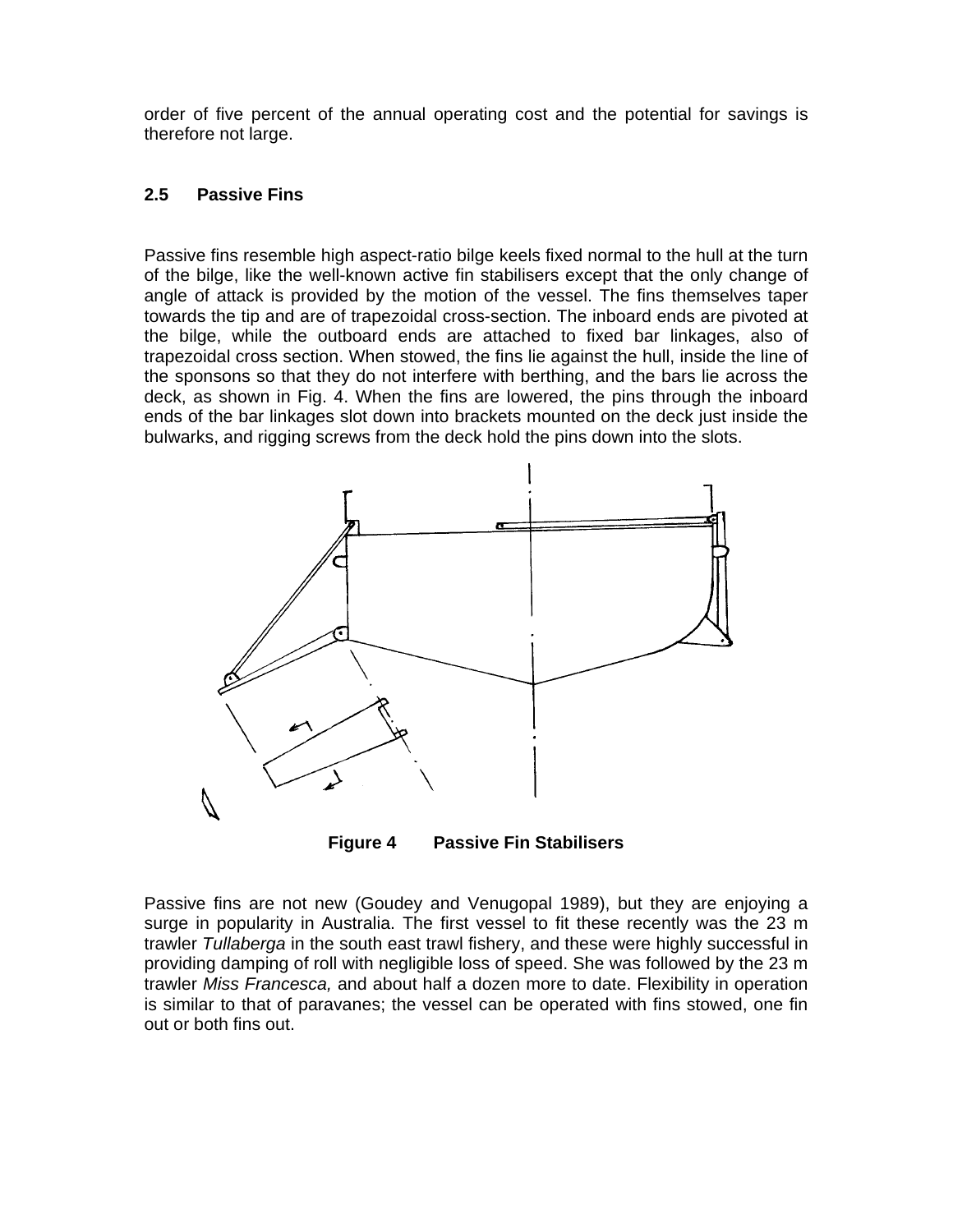order of five percent of the annual operating cost and the potential for savings is therefore not large.

### 2.5 Passive Fins

Passive fins resemble high aspect-ratio bilge keels fixed normal to the hull at the turn of the bilge, like the well-known active fin stabilisers except that the only change of angle of attack is provided by the motion of the vessel. The fins themselves taper towards the tip and are of trapezoidal cross-section. The inboard ends are pivoted at the bilge, while the outboard ends are attached to fixed bar linkages, also of trapezoidal cross section. When stowed, the fins lie against the hull, inside the line of the sponsons so that they do not interfere with berthing, and the bars lie across the deck, as shown in Fig. 4. When the fins are lowered, the pins through the inboard ends of the bar linkages slot down into brackets mounted on the deck just inside the bulwarks, and rigging screws from the deck hold the pins down into the slots.

**Figure 4 Passive Fin Stabilisers**

Passive fins are not new (Goudey and Venugopal 1989), but they are enjoying a surge in popularity in Australia. The first vessel to fit these recently was the 23 m trawler *Tullaberga* in the south east trawl fishery, and these were highly successful in providing damping of roll with negligible loss of speed. She was followed by the 23 m trawler *Miss Francesca,* and about half a dozen more to date. Flexibility in operation is similar to that of paravanes; the vessel can be operated with fins stowed, one fin out or both fins out.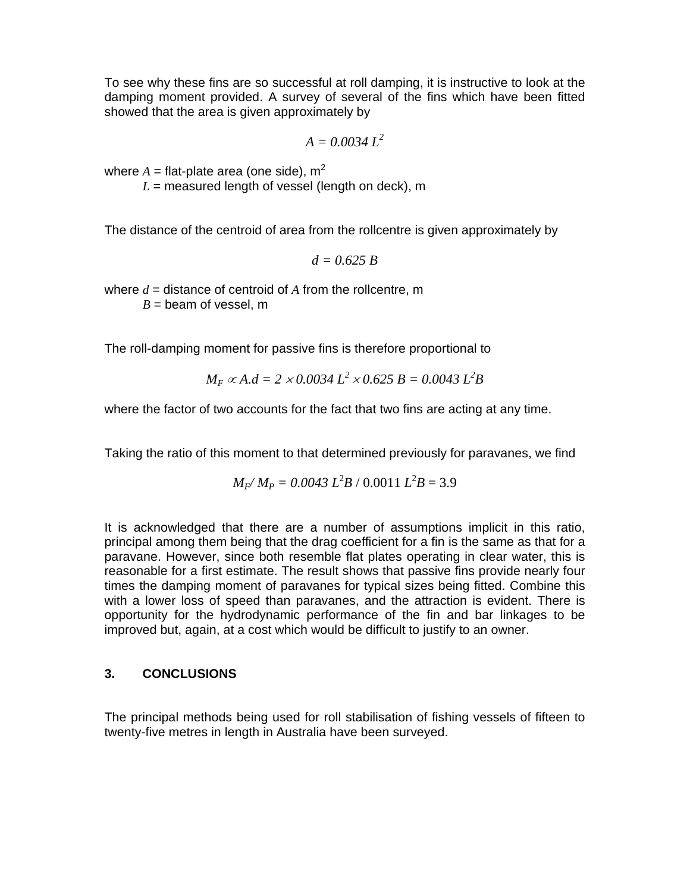To see why these fins are so successful at roll damping, it is instructive to look at the damping moment provided. A survey of several of the fins which have been fitted showed that the area is given approximately by

$$A = 0.0034\, L^2$$

where $A$ = flat-plate area (one side), m$^2$
$L$ = measured length of vessel (length on deck), m

The distance of the centroid of area from the rollcentre is given approximately by

$$d = 0.625\, B$$

where $d$ = distance of centroid of $A$ from the rollcentre, m
$B$ = beam of vessel, m

The roll-damping moment for passive fins is therefore proportional to

$$M_F \propto A.d = 2 \times 0.0034\, L^2 \times 0.625\, B = 0.0043\, L^2 B$$

where the factor of two accounts for the fact that two fins are acting at any time.

Taking the ratio of this moment to that determined previously for paravanes, we find

$$M_F / M_P = 0.0043\, L^2 B \,/\, 0.0011\, L^2 B = 3.9$$

It is acknowledged that there are a number of assumptions implicit in this ratio, principal among them being that the drag coefficient for a fin is the same as that for a paravane. However, since both resemble flat plates operating in clear water, this is reasonable for a first estimate. The result shows that passive fins provide nearly four times the damping moment of paravanes for typical sizes being fitted. Combine this with a lower loss of speed than paravanes, and the attraction is evident. There is opportunity for the hydrodynamic performance of the fin and bar linkages to be improved but, again, at a cost which would be difficult to justify to an owner.

## 3. CONCLUSIONS

The principal methods being used for roll stabilisation of fishing vessels of fifteen to twenty-five metres in length in Australia have been surveyed.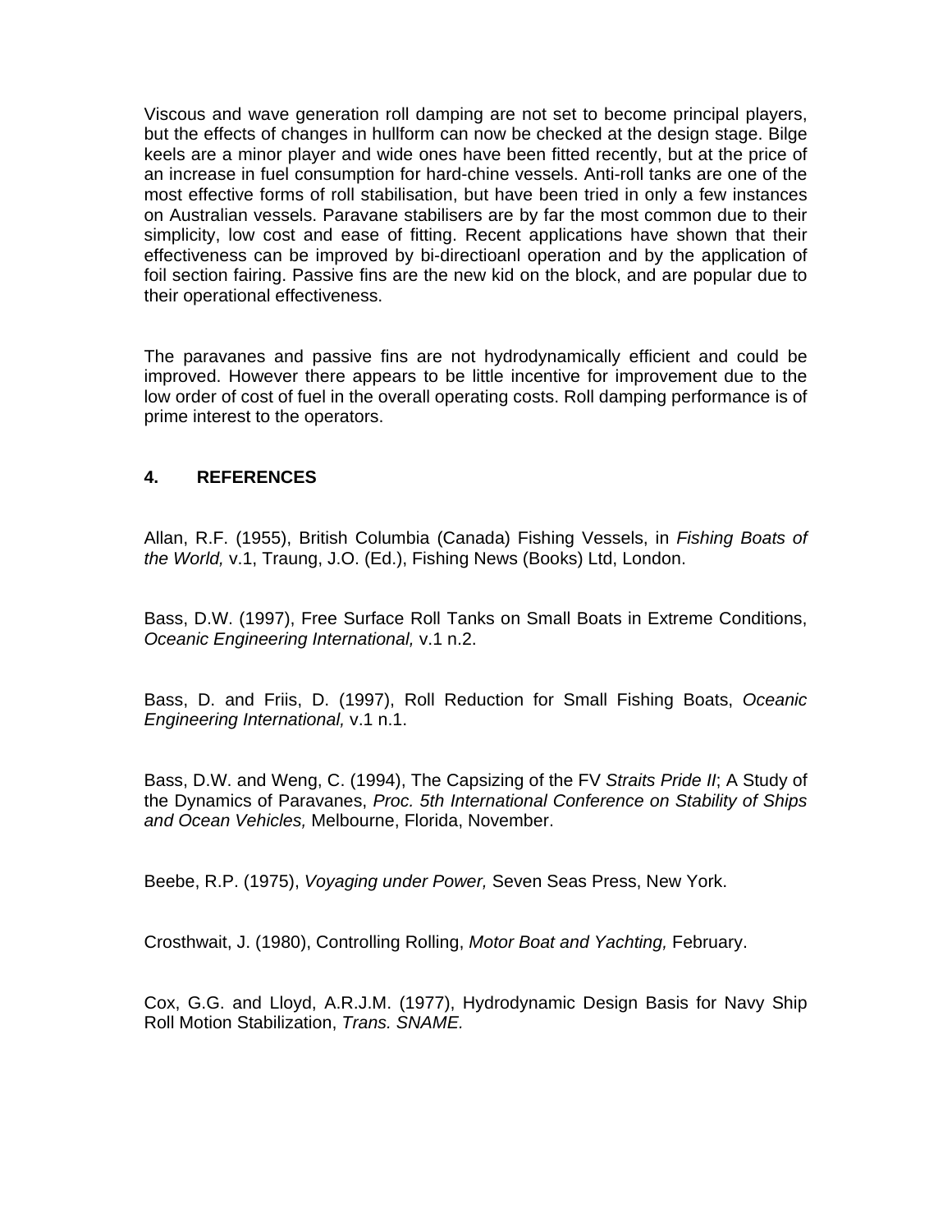Viscous and wave generation roll damping are not set to become principal players, but the effects of changes in hullform can now be checked at the design stage. Bilge keels are a minor player and wide ones have been fitted recently, but at the price of an increase in fuel consumption for hard-chine vessels. Anti-roll tanks are one of the most effective forms of roll stabilisation, but have been tried in only a few instances on Australian vessels. Paravane stabilisers are by far the most common due to their simplicity, low cost and ease of fitting. Recent applications have shown that their effectiveness can be improved by bi-directioanl operation and by the application of foil section fairing. Passive fins are the new kid on the block, and are popular due to their operational effectiveness.

The paravanes and passive fins are not hydrodynamically efficient and could be improved. However there appears to be little incentive for improvement due to the low order of cost of fuel in the overall operating costs. Roll damping performance is of prime interest to the operators.

## 4. REFERENCES

Allan, R.F. (1955), British Columbia (Canada) Fishing Vessels, in *Fishing Boats of the World,* v.1, Traung, J.O. (Ed.), Fishing News (Books) Ltd, London.

Bass, D.W. (1997), Free Surface Roll Tanks on Small Boats in Extreme Conditions, *Oceanic Engineering International,* v.1 n.2.

Bass, D. and Friis, D. (1997), Roll Reduction for Small Fishing Boats, *Oceanic Engineering International,* v.1 n.1.

Bass, D.W. and Weng, C. (1994), The Capsizing of the FV *Straits Pride II*; A Study of the Dynamics of Paravanes, *Proc. 5th International Conference on Stability of Ships and Ocean Vehicles,* Melbourne, Florida, November.

Beebe, R.P. (1975), *Voyaging under Power,* Seven Seas Press, New York.

Crosthwait, J. (1980), Controlling Rolling, *Motor Boat and Yachting,* February.

Cox, G.G. and Lloyd, A.R.J.M. (1977), Hydrodynamic Design Basis for Navy Ship Roll Motion Stabilization, *Trans. SNAME.*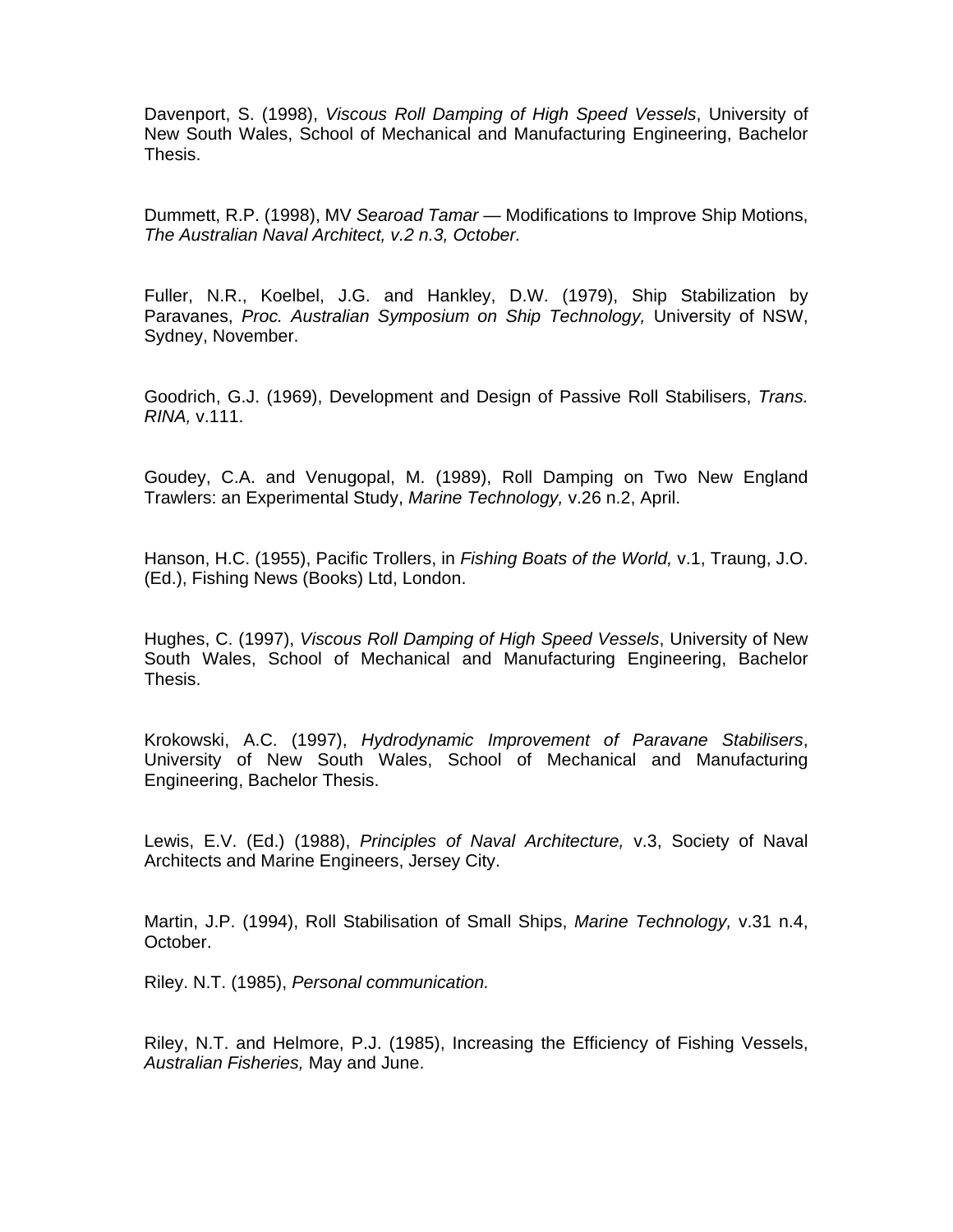Davenport, S. (1998), *Viscous Roll Damping of High Speed Vessels*, University of New South Wales, School of Mechanical and Manufacturing Engineering, Bachelor Thesis.

Dummett, R.P. (1998), MV *Searoad Tamar* — Modifications to Improve Ship Motions, *The Australian Naval Architect, v.2 n.3, October.*

Fuller, N.R., Koelbel, J.G. and Hankley, D.W. (1979), Ship Stabilization by Paravanes, *Proc. Australian Symposium on Ship Technology,* University of NSW, Sydney, November.

Goodrich, G.J. (1969), Development and Design of Passive Roll Stabilisers, *Trans. RINA,* v.111.

Goudey, C.A. and Venugopal, M. (1989), Roll Damping on Two New England Trawlers: an Experimental Study, *Marine Technology,* v.26 n.2, April.

Hanson, H.C. (1955), Pacific Trollers, in *Fishing Boats of the World,* v.1, Traung, J.O. (Ed.), Fishing News (Books) Ltd, London.

Hughes, C. (1997), *Viscous Roll Damping of High Speed Vessels*, University of New South Wales, School of Mechanical and Manufacturing Engineering, Bachelor Thesis.

Krokowski, A.C. (1997), *Hydrodynamic Improvement of Paravane Stabilisers*, University of New South Wales, School of Mechanical and Manufacturing Engineering, Bachelor Thesis.

Lewis, E.V. (Ed.) (1988), *Principles of Naval Architecture,* v.3, Society of Naval Architects and Marine Engineers, Jersey City.

Martin, J.P. (1994), Roll Stabilisation of Small Ships, *Marine Technology,* v.31 n.4, October.

Riley. N.T. (1985), *Personal communication.*

Riley, N.T. and Helmore, P.J. (1985), Increasing the Efficiency of Fishing Vessels, *Australian Fisheries,* May and June.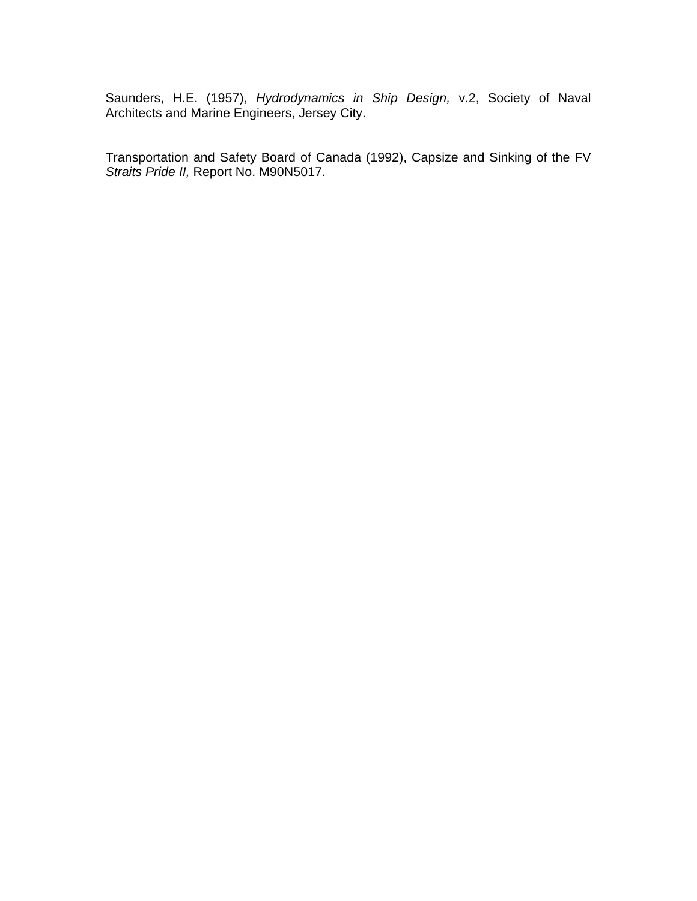Saunders, H.E. (1957), *Hydrodynamics in Ship Design,* v.2, Society of Naval Architects and Marine Engineers, Jersey City.

Transportation and Safety Board of Canada (1992), Capsize and Sinking of the FV *Straits Pride II,* Report No. M90N5017.